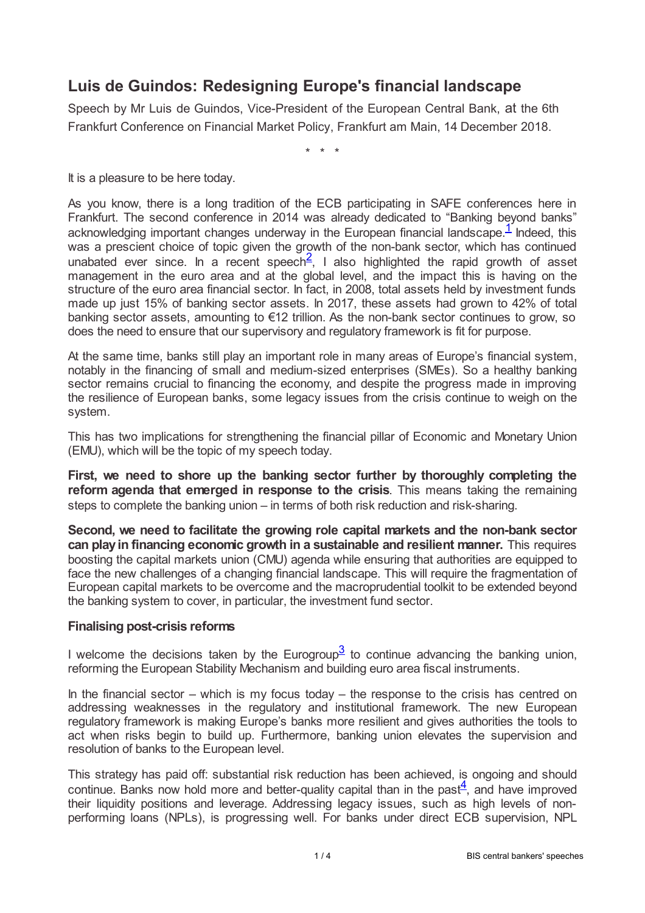# Luis de Guindos: Redesigning Europe's financial landscape

Speech by Mr Luis de Guindos, Vice-President of the European Central Bank, at the 6th Frankfurt Conference on Financial Market Policy, Frankfurt am Main, 14 December 2018.

\* \* \*

It is a pleasure to be here today.

As you know, there is a long tradition of the ECB participating in SAFE conferences here in Frankfurt. The second conference in 2014 was already dedicated to "Banking beyond banks" acknowledging important changes underway in the European financial landscape.[1] Indeed, this was a prescient choice of topic given the growth of the non-bank sector, which has continued unabated ever since. In a recent speech[2], I also highlighted the rapid growth of asset management in the euro area and at the global level, and the impact this is having on the structure of the euro area financial sector. In fact, in 2008, total assets held by investment funds made up just 15% of banking sector assets. In 2017, these assets had grown to 42% of total banking sector assets, amounting to €12 trillion. As the non-bank sector continues to grow, so does the need to ensure that our supervisory and regulatory framework is fit for purpose.

At the same time, banks still play an important role in many areas of Europe's financial system, notably in the financing of small and medium-sized enterprises (SMEs). So a healthy banking sector remains crucial to financing the economy, and despite the progress made in improving the resilience of European banks, some legacy issues from the crisis continue to weigh on the system.

This has two implications for strengthening the financial pillar of Economic and Monetary Union (EMU), which will be the topic of my speech today.

**First, we need to shore up the banking sector further by thoroughly completing the reform agenda that emerged in response to the crisis**. This means taking the remaining steps to complete the banking union – in terms of both risk reduction and risk-sharing.

**Second, we need to facilitate the growing role capital markets and the non-bank sector can play in financing economic growth in a sustainable and resilient manner.** This requires boosting the capital markets union (CMU) agenda while ensuring that authorities are equipped to face the new challenges of a changing financial landscape. This will require the fragmentation of European capital markets to be overcome and the macroprudential toolkit to be extended beyond the banking system to cover, in particular, the investment fund sector.

### Finalising post-crisis reforms

I welcome the decisions taken by the Eurogroup[3] to continue advancing the banking union, reforming the European Stability Mechanism and building euro area fiscal instruments.

In the financial sector – which is my focus today – the response to the crisis has centred on addressing weaknesses in the regulatory and institutional framework. The new European regulatory framework is making Europe's banks more resilient and gives authorities the tools to act when risks begin to build up. Furthermore, banking union elevates the supervision and resolution of banks to the European level.

This strategy has paid off: substantial risk reduction has been achieved, is ongoing and should continue. Banks now hold more and better-quality capital than in the past[4], and have improved their liquidity positions and leverage. Addressing legacy issues, such as high levels of non-performing loans (NPLs), is progressing well. For banks under direct ECB supervision, NPL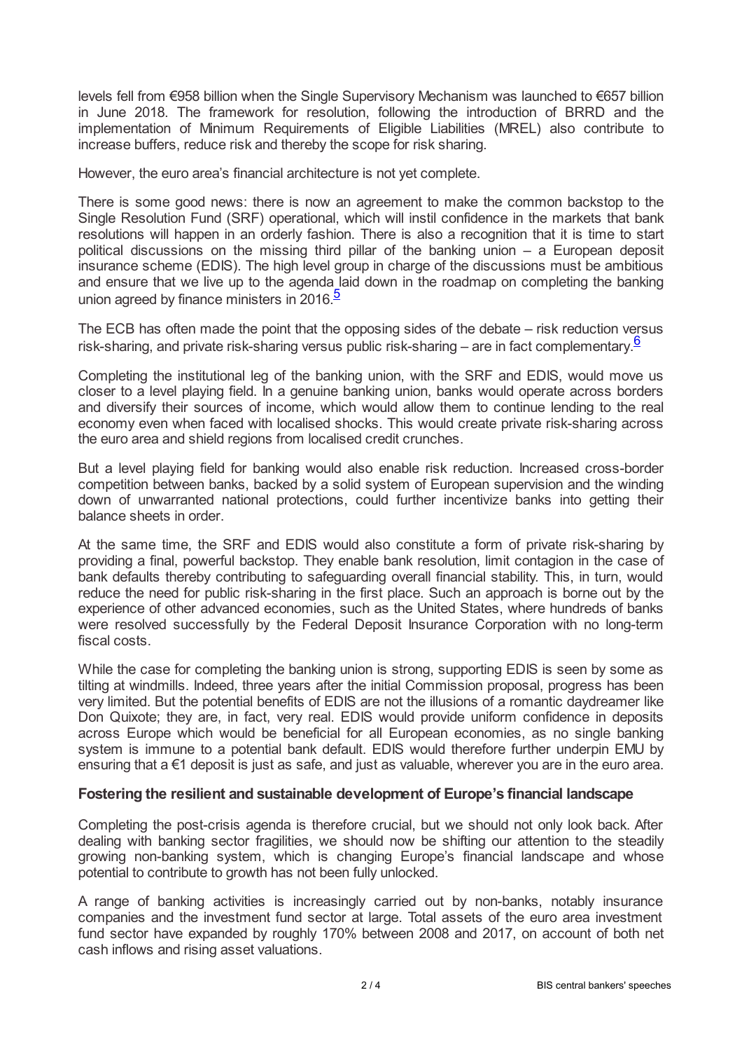levels fell from €958 billion when the Single Supervisory Mechanism was launched to €657 billion in June 2018. The framework for resolution, following the introduction of BRRD and the implementation of Minimum Requirements of Eligible Liabilities (MREL) also contribute to increase buffers, reduce risk and thereby the scope for risk sharing.

However, the euro area's financial architecture is not yet complete.

There is some good news: there is now an agreement to make the common backstop to the Single Resolution Fund (SRF) operational, which will instil confidence in the markets that bank resolutions will happen in an orderly fashion. There is also a recognition that it is time to start political discussions on the missing third pillar of the banking union – a European deposit insurance scheme (EDIS). The high level group in charge of the discussions must be ambitious and ensure that we live up to the agenda laid down in the roadmap on completing the banking union agreed by finance ministers in 2016.[5]

The ECB has often made the point that the opposing sides of the debate – risk reduction versus risk-sharing, and private risk-sharing versus public risk-sharing – are in fact complementary.[6]

Completing the institutional leg of the banking union, with the SRF and EDIS, would move us closer to a level playing field. In a genuine banking union, banks would operate across borders and diversify their sources of income, which would allow them to continue lending to the real economy even when faced with localised shocks. This would create private risk-sharing across the euro area and shield regions from localised credit crunches.

But a level playing field for banking would also enable risk reduction. Increased cross-border competition between banks, backed by a solid system of European supervision and the winding down of unwarranted national protections, could further incentivize banks into getting their balance sheets in order.

At the same time, the SRF and EDIS would also constitute a form of private risk-sharing by providing a final, powerful backstop. They enable bank resolution, limit contagion in the case of bank defaults thereby contributing to safeguarding overall financial stability. This, in turn, would reduce the need for public risk-sharing in the first place. Such an approach is borne out by the experience of other advanced economies, such as the United States, where hundreds of banks were resolved successfully by the Federal Deposit Insurance Corporation with no long-term fiscal costs.

While the case for completing the banking union is strong, supporting EDIS is seen by some as tilting at windmills. Indeed, three years after the initial Commission proposal, progress has been very limited. But the potential benefits of EDIS are not the illusions of a romantic daydreamer like Don Quixote; they are, in fact, very real. EDIS would provide uniform confidence in deposits across Europe which would be beneficial for all European economies, as no single banking system is immune to a potential bank default. EDIS would therefore further underpin EMU by ensuring that a €1 deposit is just as safe, and just as valuable, wherever you are in the euro area.

## Fostering the resilient and sustainable development of Europe's financial landscape

Completing the post-crisis agenda is therefore crucial, but we should not only look back. After dealing with banking sector fragilities, we should now be shifting our attention to the steadily growing non-banking system, which is changing Europe's financial landscape and whose potential to contribute to growth has not been fully unlocked.

A range of banking activities is increasingly carried out by non-banks, notably insurance companies and the investment fund sector at large. Total assets of the euro area investment fund sector have expanded by roughly 170% between 2008 and 2017, on account of both net cash inflows and rising asset valuations.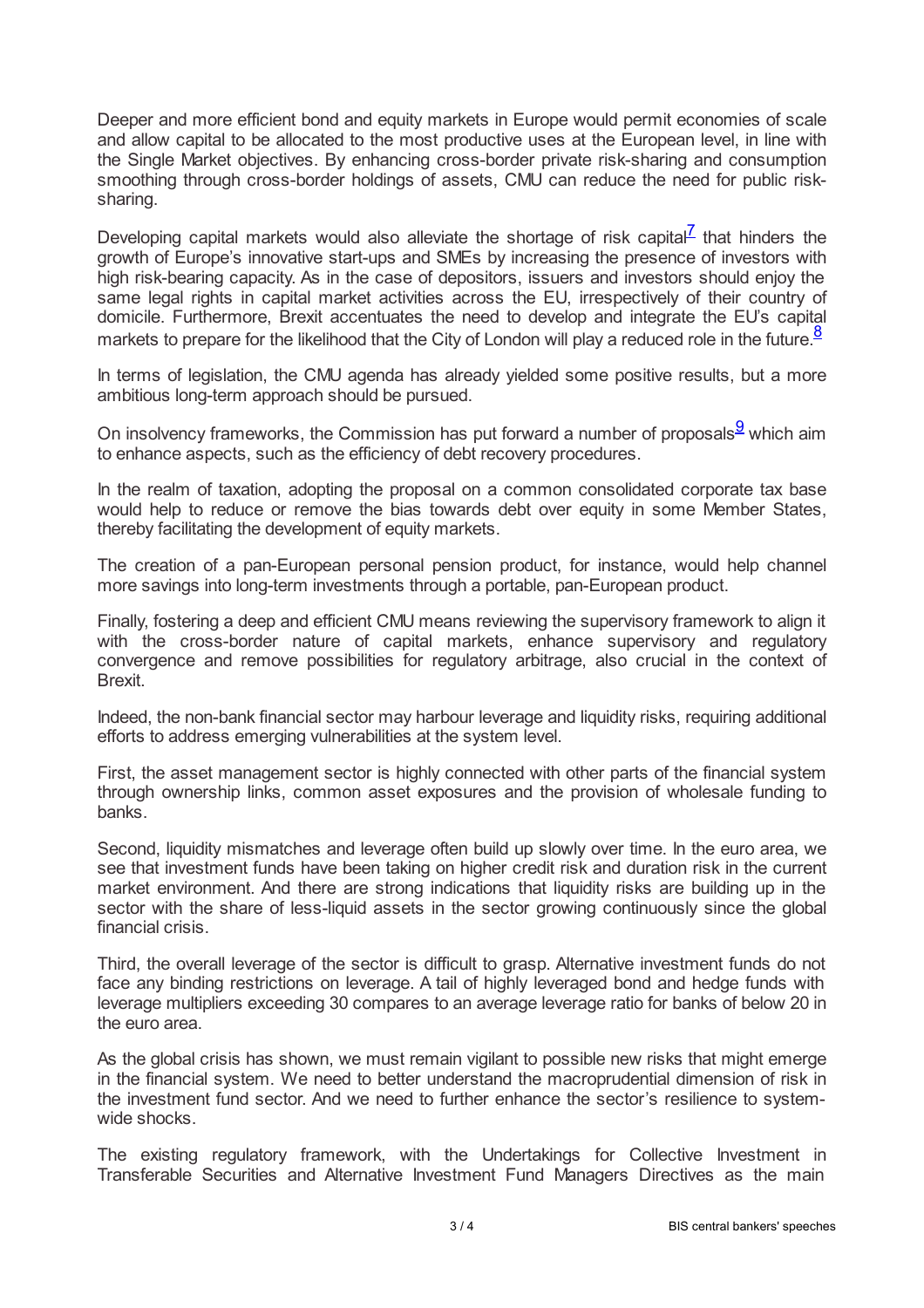Deeper and more efficient bond and equity markets in Europe would permit economies of scale and allow capital to be allocated to the most productive uses at the European level, in line with the Single Market objectives. By enhancing cross-border private risk-sharing and consumption smoothing through cross-border holdings of assets, CMU can reduce the need for public risk-sharing.

Developing capital markets would also alleviate the shortage of risk capital[7] that hinders the growth of Europe's innovative start-ups and SMEs by increasing the presence of investors with high risk-bearing capacity. As in the case of depositors, issuers and investors should enjoy the same legal rights in capital market activities across the EU, irrespectively of their country of domicile. Furthermore, Brexit accentuates the need to develop and integrate the EU's capital markets to prepare for the likelihood that the City of London will play a reduced role in the future.[8]

In terms of legislation, the CMU agenda has already yielded some positive results, but a more ambitious long-term approach should be pursued.

On insolvency frameworks, the Commission has put forward a number of proposals[9] which aim to enhance aspects, such as the efficiency of debt recovery procedures.

In the realm of taxation, adopting the proposal on a common consolidated corporate tax base would help to reduce or remove the bias towards debt over equity in some Member States, thereby facilitating the development of equity markets.

The creation of a pan-European personal pension product, for instance, would help channel more savings into long-term investments through a portable, pan-European product.

Finally, fostering a deep and efficient CMU means reviewing the supervisory framework to align it with the cross-border nature of capital markets, enhance supervisory and regulatory convergence and remove possibilities for regulatory arbitrage, also crucial in the context of Brexit.

Indeed, the non-bank financial sector may harbour leverage and liquidity risks, requiring additional efforts to address emerging vulnerabilities at the system level.

First, the asset management sector is highly connected with other parts of the financial system through ownership links, common asset exposures and the provision of wholesale funding to banks.

Second, liquidity mismatches and leverage often build up slowly over time. In the euro area, we see that investment funds have been taking on higher credit risk and duration risk in the current market environment. And there are strong indications that liquidity risks are building up in the sector with the share of less-liquid assets in the sector growing continuously since the global financial crisis.

Third, the overall leverage of the sector is difficult to grasp. Alternative investment funds do not face any binding restrictions on leverage. A tail of highly leveraged bond and hedge funds with leverage multipliers exceeding 30 compares to an average leverage ratio for banks of below 20 in the euro area.

As the global crisis has shown, we must remain vigilant to possible new risks that might emerge in the financial system. We need to better understand the macroprudential dimension of risk in the investment fund sector. And we need to further enhance the sector's resilience to system-wide shocks.

The existing regulatory framework, with the Undertakings for Collective Investment in Transferable Securities and Alternative Investment Fund Managers Directives as the main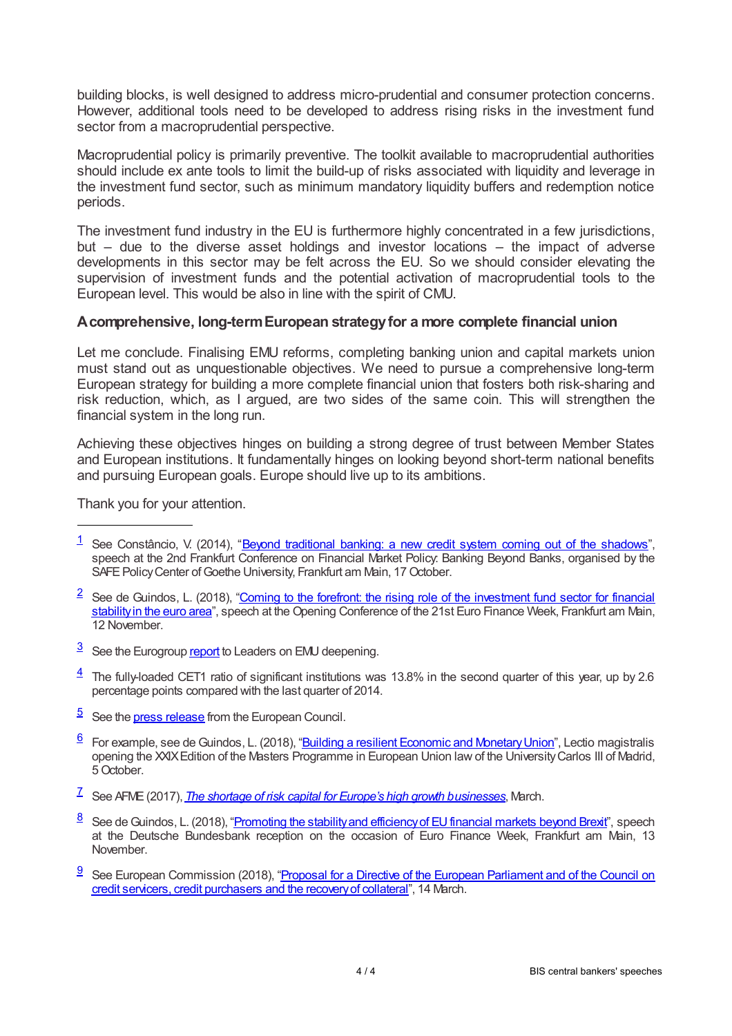building blocks, is well designed to address micro-prudential and consumer protection concerns. However, additional tools need to be developed to address rising risks in the investment fund sector from a macroprudential perspective.

Macroprudential policy is primarily preventive. The toolkit available to macroprudential authorities should include ex ante tools to limit the build-up of risks associated with liquidity and leverage in the investment fund sector, such as minimum mandatory liquidity buffers and redemption notice periods.

The investment fund industry in the EU is furthermore highly concentrated in a few jurisdictions, but – due to the diverse asset holdings and investor locations – the impact of adverse developments in this sector may be felt across the EU. So we should consider elevating the supervision of investment funds and the potential activation of macroprudential tools to the European level. This would be also in line with the spirit of CMU.

### A comprehensive, long-term European strategy for a more complete financial union

Let me conclude. Finalising EMU reforms, completing banking union and capital markets union must stand out as unquestionable objectives. We need to pursue a comprehensive long-term European strategy for building a more complete financial union that fosters both risk-sharing and risk reduction, which, as I argued, are two sides of the same coin. This will strengthen the financial system in the long run.

Achieving these objectives hinges on building a strong degree of trust between Member States and European institutions. It fundamentally hinges on looking beyond short-term national benefits and pursuing European goals. Europe should live up to its ambitions.

Thank you for your attention.

---

[1] See Constâncio, V. (2014), "Beyond traditional banking: a new credit system coming out of the shadows", speech at the 2nd Frankfurt Conference on Financial Market Policy: Banking Beyond Banks, organised by the SAFE Policy Center of Goethe University, Frankfurt am Main, 17 October.

[2] See de Guindos, L. (2018), "Coming to the forefront: the rising role of the investment fund sector for financial stability in the euro area", speech at the Opening Conference of the 21st Euro Finance Week, Frankfurt am Main, 12 November.

[3] See the Eurogroup report to Leaders on EMU deepening.

[4] The fully-loaded CET1 ratio of significant institutions was 13.8% in the second quarter of this year, up by 2.6 percentage points compared with the last quarter of 2014.

[5] See the press release from the European Council.

[6] For example, see de Guindos, L. (2018), "Building a resilient Economic and Monetary Union", Lectio magistralis opening the XXIX Edition of the Masters Programme in European Union law of the University Carlos III of Madrid, 5 October.

[7] See AFME (2017), *The shortage of risk capital for Europe's high growth businesses*, March.

[8] See de Guindos, L. (2018), "Promoting the stability and efficiency of EU financial markets beyond Brexit", speech at the Deutsche Bundesbank reception on the occasion of Euro Finance Week, Frankfurt am Main, 13 November.

[9] See European Commission (2018), "Proposal for a Directive of the European Parliament and of the Council on credit servicers, credit purchasers and the recovery of collateral", 14 March.